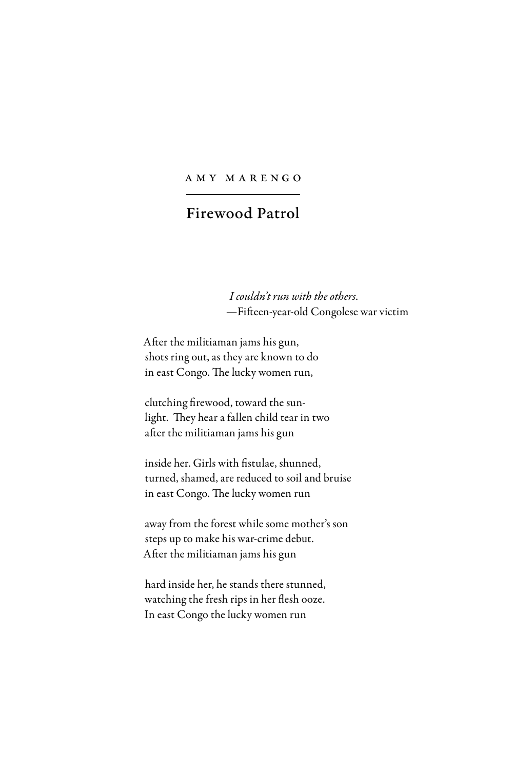AMY MARENGO

# Firewood Patrol

*I couldn't run with the others.*
—Fifteen-year-old Congolese war victim

After the militiaman jams his gun,
shots ring out, as they are known to do
in east Congo. The lucky women run,

clutching firewood, toward the sun-
light. They hear a fallen child tear in two
after the militiaman jams his gun

inside her. Girls with fistulae, shunned,
turned, shamed, are reduced to soil and bruise
in east Congo. The lucky women run

away from the forest while some mother's son
steps up to make his war-crime debut.
After the militiaman jams his gun

hard inside her, he stands there stunned,
watching the fresh rips in her flesh ooze.
In east Congo the lucky women run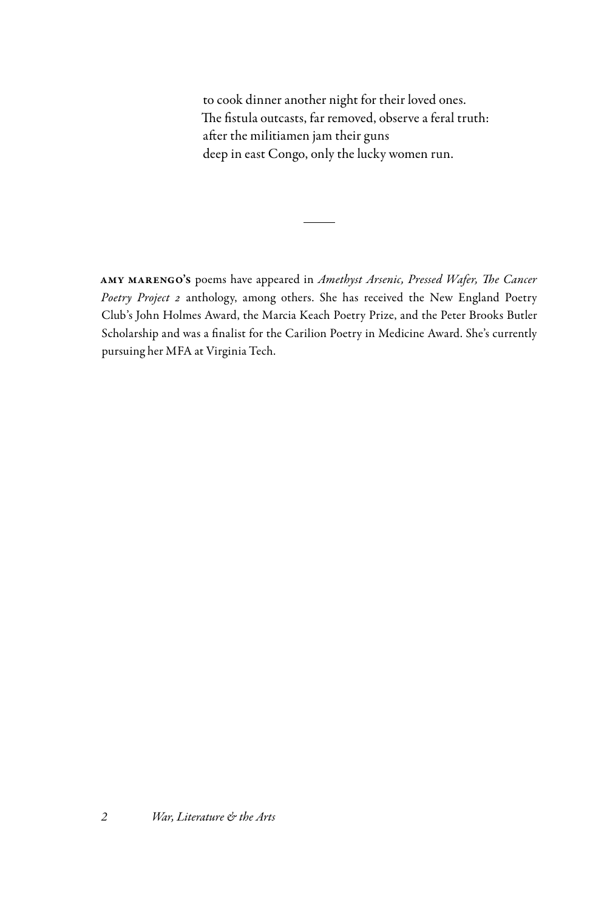to cook dinner another night for their loved ones.
The fistula outcasts, far removed, observe a feral truth:
after the militiamen jam their guns
deep in east Congo, only the lucky women run.

---

**AMY MARENGO'S** poems have appeared in *Amethyst Arsenic, Pressed Wafer, The Cancer Poetry Project 2* anthology, among others. She has received the New England Poetry Club's John Holmes Award, the Marcia Keach Poetry Prize, and the Peter Brooks Butler Scholarship and was a finalist for the Carilion Poetry in Medicine Award. She's currently pursuing her MFA at Virginia Tech.